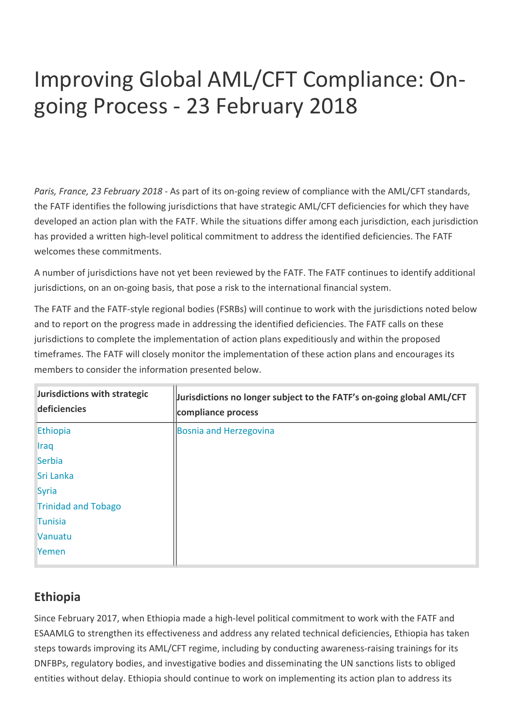# Improving Global AML/CFT Compliance: On-going Process - 23 February 2018

*Paris, France, 23 February 2018* - As part of its on-going review of compliance with the AML/CFT standards, the FATF identifies the following jurisdictions that have strategic AML/CFT deficiencies for which they have developed an action plan with the FATF. While the situations differ among each jurisdiction, each jurisdiction has provided a written high-level political commitment to address the identified deficiencies. The FATF welcomes these commitments.

A number of jurisdictions have not yet been reviewed by the FATF. The FATF continues to identify additional jurisdictions, on an on-going basis, that pose a risk to the international financial system.

The FATF and the FATF-style regional bodies (FSRBs) will continue to work with the jurisdictions noted below and to report on the progress made in addressing the identified deficiencies. The FATF calls on these jurisdictions to complete the implementation of action plans expeditiously and within the proposed timeframes. The FATF will closely monitor the implementation of these action plans and encourages its members to consider the information presented below.

| Jurisdictions with strategic deficiencies | Jurisdictions no longer subject to the FATF's on-going global AML/CFT compliance process |
|---|---|
| Ethiopia | Bosnia and Herzegovina |
| Iraq | |
| Serbia | |
| Sri Lanka | |
| Syria | |
| Trinidad and Tobago | |
| Tunisia | |
| Vanuatu | |
| Yemen | |

## Ethiopia

Since February 2017, when Ethiopia made a high-level political commitment to work with the FATF and ESAAMLG to strengthen its effectiveness and address any related technical deficiencies, Ethiopia has taken steps towards improving its AML/CFT regime, including by conducting awareness-raising trainings for its DNFBPs, regulatory bodies, and investigative bodies and disseminating the UN sanctions lists to obliged entities without delay. Ethiopia should continue to work on implementing its action plan to address its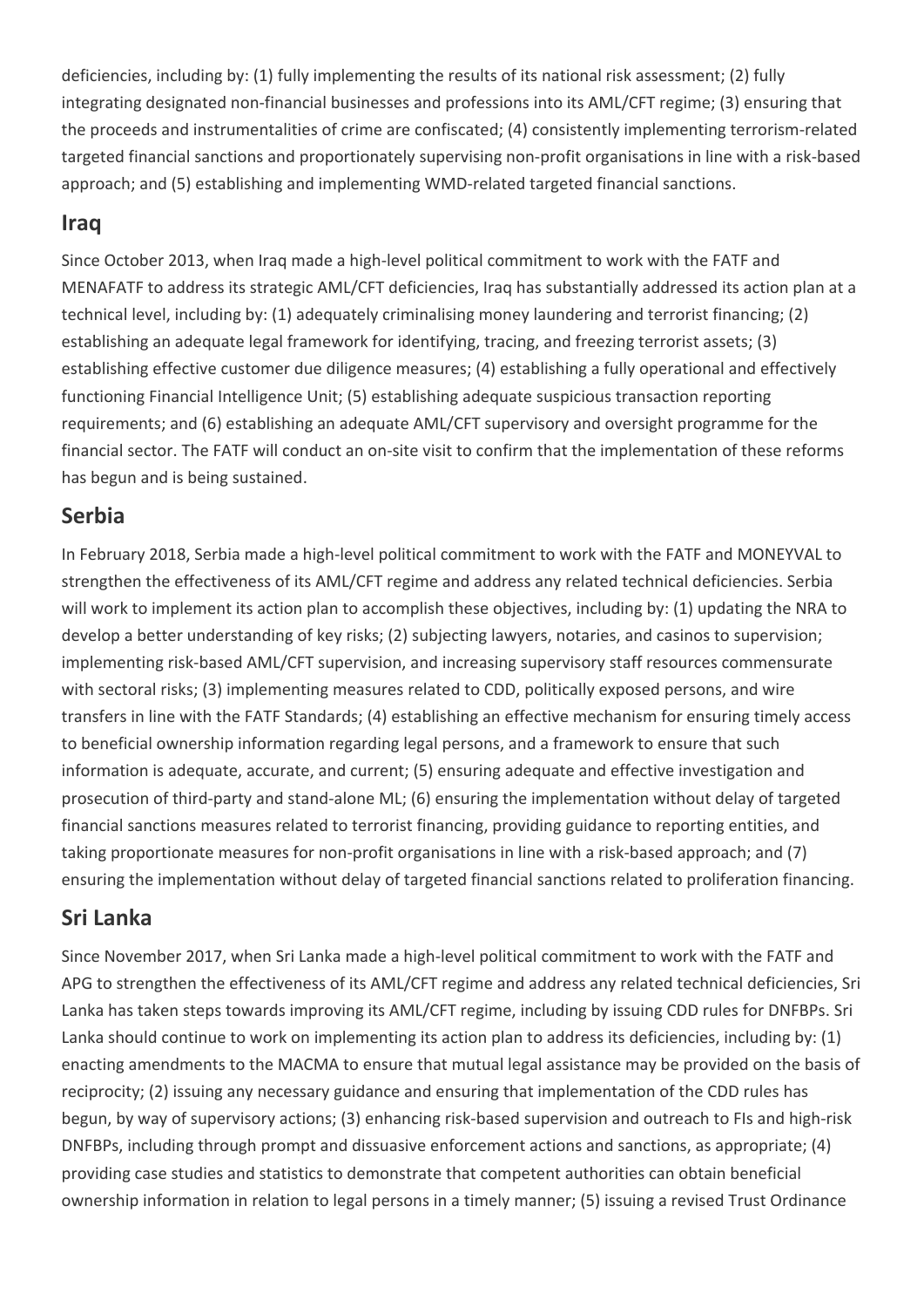deficiencies, including by: (1) fully implementing the results of its national risk assessment; (2) fully integrating designated non-financial businesses and professions into its AML/CFT regime; (3) ensuring that the proceeds and instrumentalities of crime are confiscated; (4) consistently implementing terrorism-related targeted financial sanctions and proportionately supervising non-profit organisations in line with a risk-based approach; and (5) establishing and implementing WMD-related targeted financial sanctions.

## Iraq

Since October 2013, when Iraq made a high-level political commitment to work with the FATF and MENAFATF to address its strategic AML/CFT deficiencies, Iraq has substantially addressed its action plan at a technical level, including by: (1) adequately criminalising money laundering and terrorist financing; (2) establishing an adequate legal framework for identifying, tracing, and freezing terrorist assets; (3) establishing effective customer due diligence measures; (4) establishing a fully operational and effectively functioning Financial Intelligence Unit; (5) establishing adequate suspicious transaction reporting requirements; and (6) establishing an adequate AML/CFT supervisory and oversight programme for the financial sector. The FATF will conduct an on-site visit to confirm that the implementation of these reforms has begun and is being sustained.

## Serbia

In February 2018, Serbia made a high-level political commitment to work with the FATF and MONEYVAL to strengthen the effectiveness of its AML/CFT regime and address any related technical deficiencies. Serbia will work to implement its action plan to accomplish these objectives, including by: (1) updating the NRA to develop a better understanding of key risks; (2) subjecting lawyers, notaries, and casinos to supervision; implementing risk-based AML/CFT supervision, and increasing supervisory staff resources commensurate with sectoral risks; (3) implementing measures related to CDD, politically exposed persons, and wire transfers in line with the FATF Standards; (4) establishing an effective mechanism for ensuring timely access to beneficial ownership information regarding legal persons, and a framework to ensure that such information is adequate, accurate, and current; (5) ensuring adequate and effective investigation and prosecution of third-party and stand-alone ML; (6) ensuring the implementation without delay of targeted financial sanctions measures related to terrorist financing, providing guidance to reporting entities, and taking proportionate measures for non-profit organisations in line with a risk-based approach; and (7) ensuring the implementation without delay of targeted financial sanctions related to proliferation financing.

## Sri Lanka

Since November 2017, when Sri Lanka made a high-level political commitment to work with the FATF and APG to strengthen the effectiveness of its AML/CFT regime and address any related technical deficiencies, Sri Lanka has taken steps towards improving its AML/CFT regime, including by issuing CDD rules for DNFBPs. Sri Lanka should continue to work on implementing its action plan to address its deficiencies, including by: (1) enacting amendments to the MACMA to ensure that mutual legal assistance may be provided on the basis of reciprocity; (2) issuing any necessary guidance and ensuring that implementation of the CDD rules has begun, by way of supervisory actions; (3) enhancing risk-based supervision and outreach to FIs and high-risk DNFBPs, including through prompt and dissuasive enforcement actions and sanctions, as appropriate; (4) providing case studies and statistics to demonstrate that competent authorities can obtain beneficial ownership information in relation to legal persons in a timely manner; (5) issuing a revised Trust Ordinance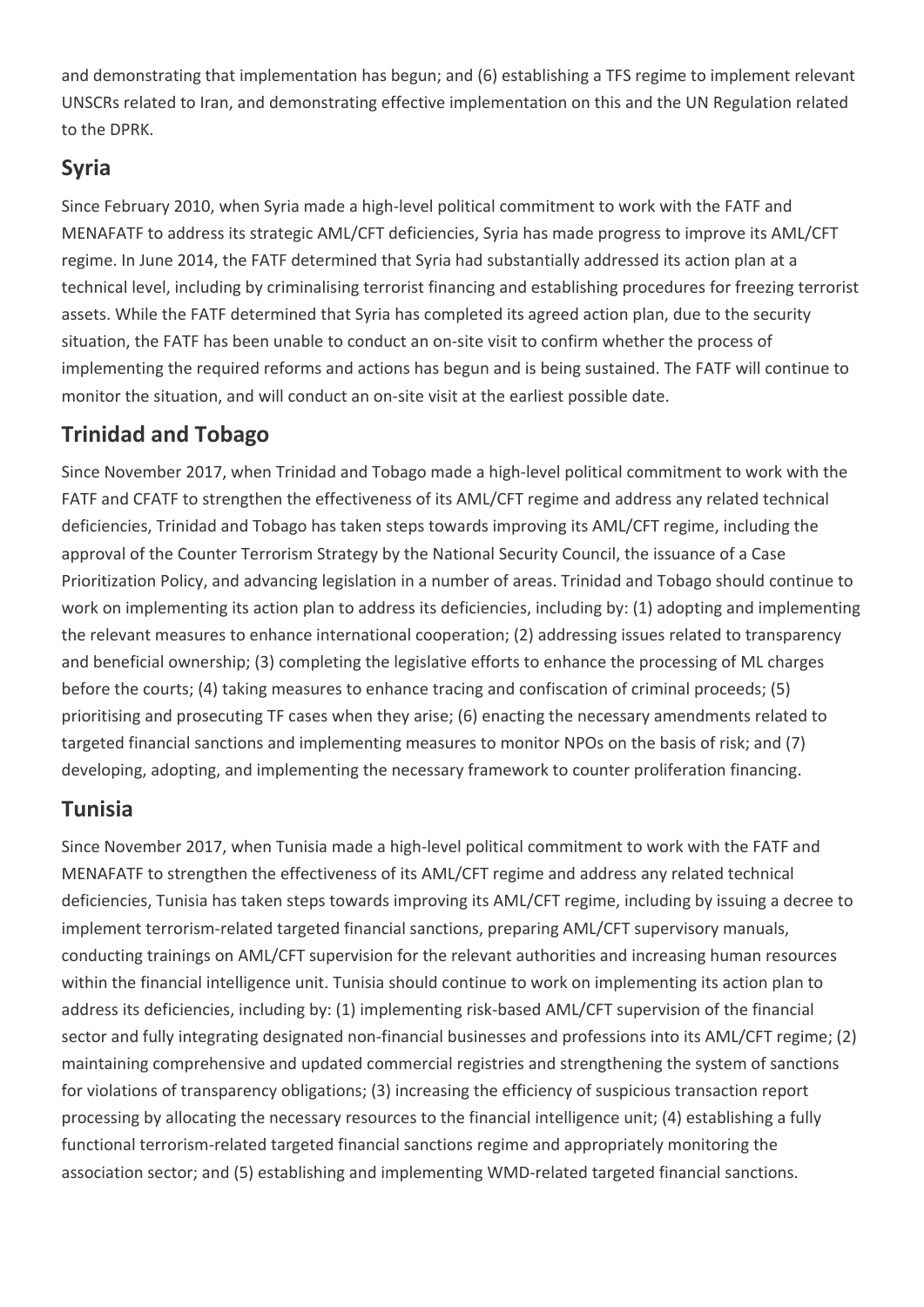and demonstrating that implementation has begun; and (6) establishing a TFS regime to implement relevant UNSCRs related to Iran, and demonstrating effective implementation on this and the UN Regulation related to the DPRK.

## Syria

Since February 2010, when Syria made a high-level political commitment to work with the FATF and MENAFATF to address its strategic AML/CFT deficiencies, Syria has made progress to improve its AML/CFT regime. In June 2014, the FATF determined that Syria had substantially addressed its action plan at a technical level, including by criminalising terrorist financing and establishing procedures for freezing terrorist assets. While the FATF determined that Syria has completed its agreed action plan, due to the security situation, the FATF has been unable to conduct an on-site visit to confirm whether the process of implementing the required reforms and actions has begun and is being sustained. The FATF will continue to monitor the situation, and will conduct an on-site visit at the earliest possible date.

## Trinidad and Tobago

Since November 2017, when Trinidad and Tobago made a high-level political commitment to work with the FATF and CFATF to strengthen the effectiveness of its AML/CFT regime and address any related technical deficiencies, Trinidad and Tobago has taken steps towards improving its AML/CFT regime, including the approval of the Counter Terrorism Strategy by the National Security Council, the issuance of a Case Prioritization Policy, and advancing legislation in a number of areas. Trinidad and Tobago should continue to work on implementing its action plan to address its deficiencies, including by: (1) adopting and implementing the relevant measures to enhance international cooperation; (2) addressing issues related to transparency and beneficial ownership; (3) completing the legislative efforts to enhance the processing of ML charges before the courts; (4) taking measures to enhance tracing and confiscation of criminal proceeds; (5) prioritising and prosecuting TF cases when they arise; (6) enacting the necessary amendments related to targeted financial sanctions and implementing measures to monitor NPOs on the basis of risk; and (7) developing, adopting, and implementing the necessary framework to counter proliferation financing.

## Tunisia

Since November 2017, when Tunisia made a high-level political commitment to work with the FATF and MENAFATF to strengthen the effectiveness of its AML/CFT regime and address any related technical deficiencies, Tunisia has taken steps towards improving its AML/CFT regime, including by issuing a decree to implement terrorism-related targeted financial sanctions, preparing AML/CFT supervisory manuals, conducting trainings on AML/CFT supervision for the relevant authorities and increasing human resources within the financial intelligence unit. Tunisia should continue to work on implementing its action plan to address its deficiencies, including by: (1) implementing risk-based AML/CFT supervision of the financial sector and fully integrating designated non-financial businesses and professions into its AML/CFT regime; (2) maintaining comprehensive and updated commercial registries and strengthening the system of sanctions for violations of transparency obligations; (3) increasing the efficiency of suspicious transaction report processing by allocating the necessary resources to the financial intelligence unit; (4) establishing a fully functional terrorism-related targeted financial sanctions regime and appropriately monitoring the association sector; and (5) establishing and implementing WMD-related targeted financial sanctions.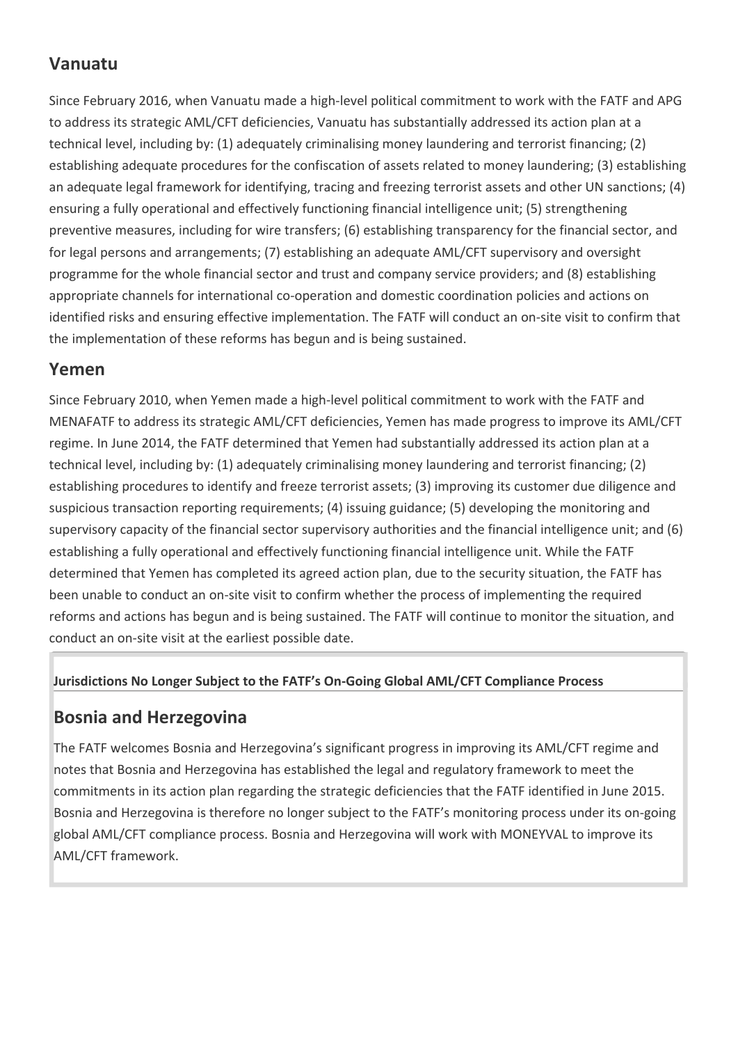## Vanuatu

Since February 2016, when Vanuatu made a high-level political commitment to work with the FATF and APG to address its strategic AML/CFT deficiencies, Vanuatu has substantially addressed its action plan at a technical level, including by: (1) adequately criminalising money laundering and terrorist financing; (2) establishing adequate procedures for the confiscation of assets related to money laundering; (3) establishing an adequate legal framework for identifying, tracing and freezing terrorist assets and other UN sanctions; (4) ensuring a fully operational and effectively functioning financial intelligence unit; (5) strengthening preventive measures, including for wire transfers; (6) establishing transparency for the financial sector, and for legal persons and arrangements; (7) establishing an adequate AML/CFT supervisory and oversight programme for the whole financial sector and trust and company service providers; and (8) establishing appropriate channels for international co-operation and domestic coordination policies and actions on identified risks and ensuring effective implementation. The FATF will conduct an on-site visit to confirm that the implementation of these reforms has begun and is being sustained.

## Yemen

Since February 2010, when Yemen made a high-level political commitment to work with the FATF and MENAFATF to address its strategic AML/CFT deficiencies, Yemen has made progress to improve its AML/CFT regime. In June 2014, the FATF determined that Yemen had substantially addressed its action plan at a technical level, including by: (1) adequately criminalising money laundering and terrorist financing; (2) establishing procedures to identify and freeze terrorist assets; (3) improving its customer due diligence and suspicious transaction reporting requirements; (4) issuing guidance; (5) developing the monitoring and supervisory capacity of the financial sector supervisory authorities and the financial intelligence unit; and (6) establishing a fully operational and effectively functioning financial intelligence unit. While the FATF determined that Yemen has completed its agreed action plan, due to the security situation, the FATF has been unable to conduct an on-site visit to confirm whether the process of implementing the required reforms and actions has begun and is being sustained. The FATF will continue to monitor the situation, and conduct an on-site visit at the earliest possible date.

**Jurisdictions No Longer Subject to the FATF's On-Going Global AML/CFT Compliance Process**

## Bosnia and Herzegovina

The FATF welcomes Bosnia and Herzegovina's significant progress in improving its AML/CFT regime and notes that Bosnia and Herzegovina has established the legal and regulatory framework to meet the commitments in its action plan regarding the strategic deficiencies that the FATF identified in June 2015. Bosnia and Herzegovina is therefore no longer subject to the FATF's monitoring process under its on-going global AML/CFT compliance process. Bosnia and Herzegovina will work with MONEYVAL to improve its AML/CFT framework.